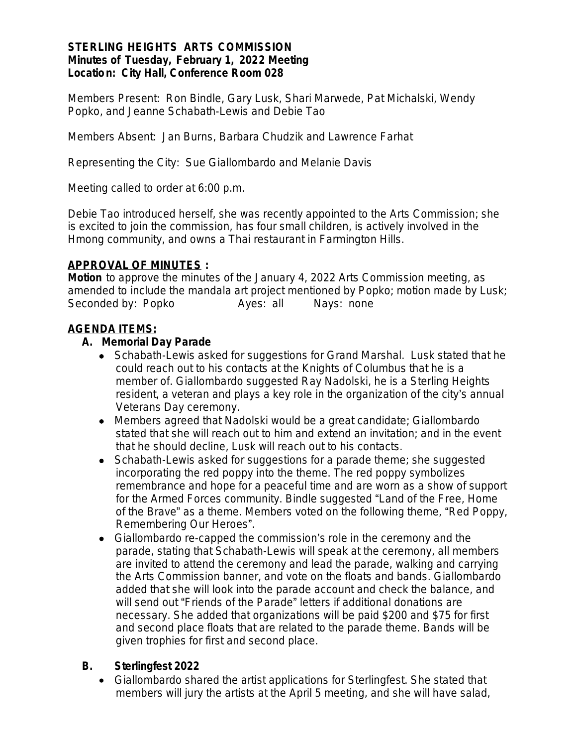**STERLING HEIGHTS ARTS COMMISSION**
**Minutes of Tuesday, February 1, 2022 Meeting**
**Location: City Hall, Conference Room 028**

Members Present: Ron Bindle, Gary Lusk, Shari Marwede, Pat Michalski, Wendy Popko, and Jeanne Schabath-Lewis and Debie Tao

Members Absent: Jan Burns, Barbara Chudzik and Lawrence Farhat

Representing the City: Sue Giallombardo and Melanie Davis

Meeting called to order at 6:00 p.m.

Debie Tao introduced herself, she was recently appointed to the Arts Commission; she is excited to join the commission, has four small children, is actively involved in the Hmong community, and owns a Thai restaurant in Farmington Hills.

**APPROVAL OF MINUTES :**

**Motion** to approve the minutes of the January 4, 2022 Arts Commission meeting, as amended to include the mandala art project mentioned by Popko; motion made by Lusk; Seconded by: Popko Ayes: all Nays: none

**AGENDA ITEMS:**

**A. Memorial Day Parade**

- Schabath-Lewis asked for suggestions for Grand Marshal. Lusk stated that he could reach out to his contacts at the Knights of Columbus that he is a member of. Giallombardo suggested Ray Nadolski, he is a Sterling Heights resident, a veteran and plays a key role in the organization of the city's annual Veterans Day ceremony.
- Members agreed that Nadolski would be a great candidate; Giallombardo stated that she will reach out to him and extend an invitation; and in the event that he should decline, Lusk will reach out to his contacts.
- Schabath-Lewis asked for suggestions for a parade theme; she suggested incorporating the red poppy into the theme. The red poppy symbolizes remembrance and hope for a peaceful time and are worn as a show of support for the Armed Forces community. Bindle suggested "Land of the Free, Home of the Brave" as a theme. Members voted on the following theme, "Red Poppy, Remembering Our Heroes".
- Giallombardo re-capped the commission's role in the ceremony and the parade, stating that Schabath-Lewis will speak at the ceremony, all members are invited to attend the ceremony and lead the parade, walking and carrying the Arts Commission banner, and vote on the floats and bands. Giallombardo added that she will look into the parade account and check the balance, and will send out "Friends of the Parade" letters if additional donations are necessary. She added that organizations will be paid $200 and $75 for first and second place floats that are related to the parade theme. Bands will be given trophies for first and second place.

**B. Sterlingfest 2022**

- Giallombardo shared the artist applications for Sterlingfest. She stated that members will jury the artists at the April 5 meeting, and she will have salad,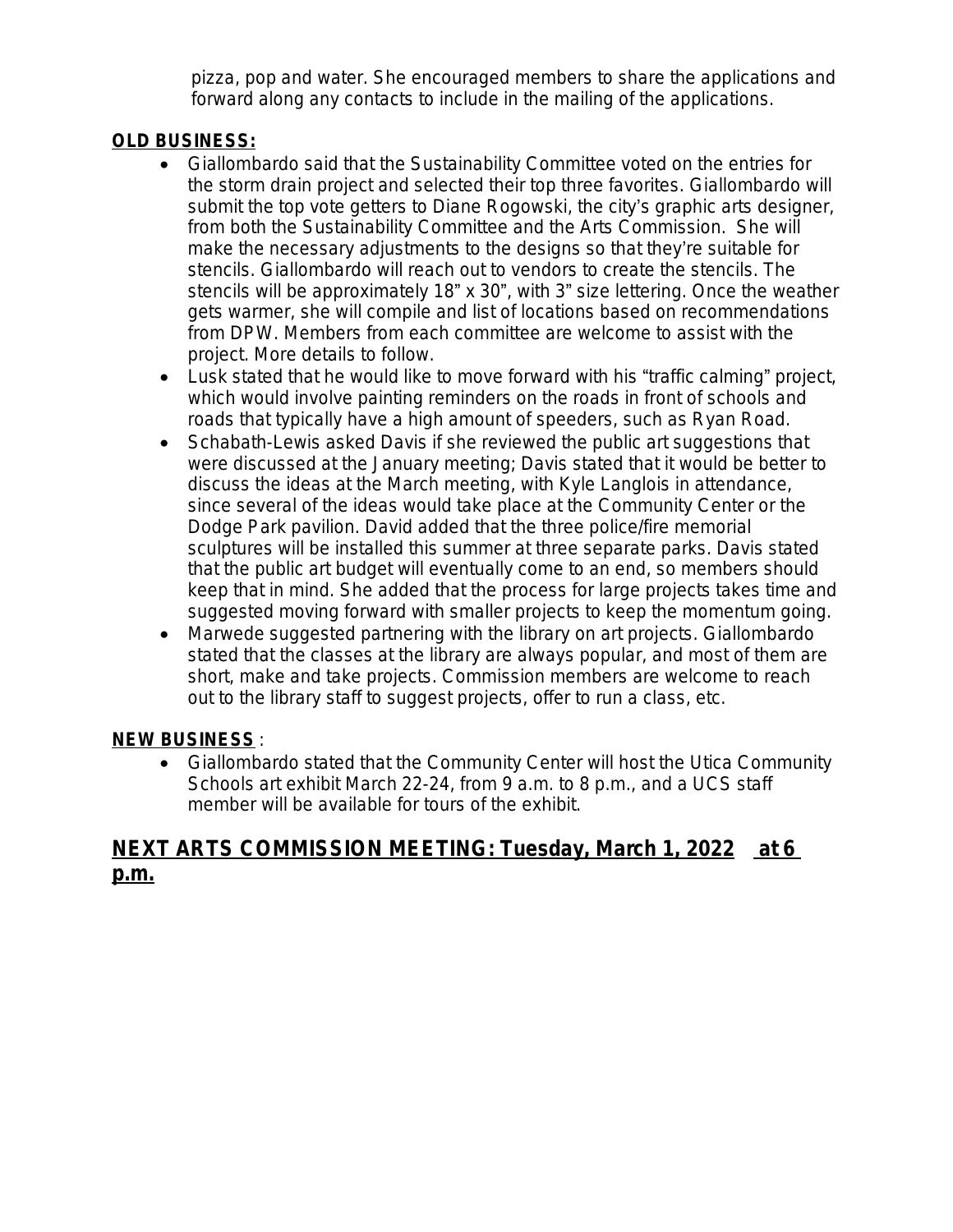pizza, pop and water. She encouraged members to share the applications and forward along any contacts to include in the mailing of the applications.

**OLD BUSINESS:**

- Giallombardo said that the Sustainability Committee voted on the entries for the storm drain project and selected their top three favorites. Giallombardo will submit the top vote getters to Diane Rogowski, the city's graphic arts designer, from both the Sustainability Committee and the Arts Commission. She will make the necessary adjustments to the designs so that they're suitable for stencils. Giallombardo will reach out to vendors to create the stencils. The stencils will be approximately 18" x 30", with 3" size lettering. Once the weather gets warmer, she will compile and list of locations based on recommendations from DPW. Members from each committee are welcome to assist with the project. More details to follow.
- Lusk stated that he would like to move forward with his "traffic calming" project, which would involve painting reminders on the roads in front of schools and roads that typically have a high amount of speeders, such as Ryan Road.
- Schabath-Lewis asked Davis if she reviewed the public art suggestions that were discussed at the January meeting; Davis stated that it would be better to discuss the ideas at the March meeting, with Kyle Langlois in attendance, since several of the ideas would take place at the Community Center or the Dodge Park pavilion. David added that the three police/fire memorial sculptures will be installed this summer at three separate parks. Davis stated that the public art budget will eventually come to an end, so members should keep that in mind. She added that the process for large projects takes time and suggested moving forward with smaller projects to keep the momentum going.
- Marwede suggested partnering with the library on art projects. Giallombardo stated that the classes at the library are always popular, and most of them are short, make and take projects. Commission members are welcome to reach out to the library staff to suggest projects, offer to run a class, etc.

**NEW BUSINESS**:

- Giallombardo stated that the Community Center will host the Utica Community Schools art exhibit March 22-24, from 9 a.m. to 8 p.m., and a UCS staff member will be available for tours of the exhibit.

## NEXT ARTS COMMISSION MEETING: Tuesday, March 1, 2022 at 6 p.m.